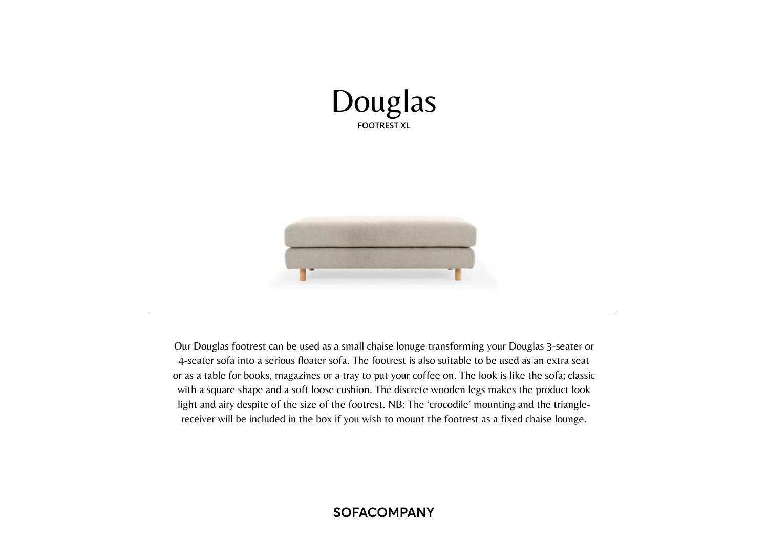# Douglas

FOOTREST XL

---

Our Douglas footrest can be used as a small chaise lonuge transforming your Douglas 3-seater or 4-seater sofa into a serious floater sofa. The footrest is also suitable to be used as an extra seat or as a table for books, magazines or a tray to put your coffee on. The look is like the sofa; classic with a square shape and a soft loose cushion. The discrete wooden legs makes the product look light and airy despite of the size of the footrest. NB: The 'crocodile' mounting and the triangle-receiver will be included in the box if you wish to mount the footrest as a fixed chaise lounge.

SOFACOMPANY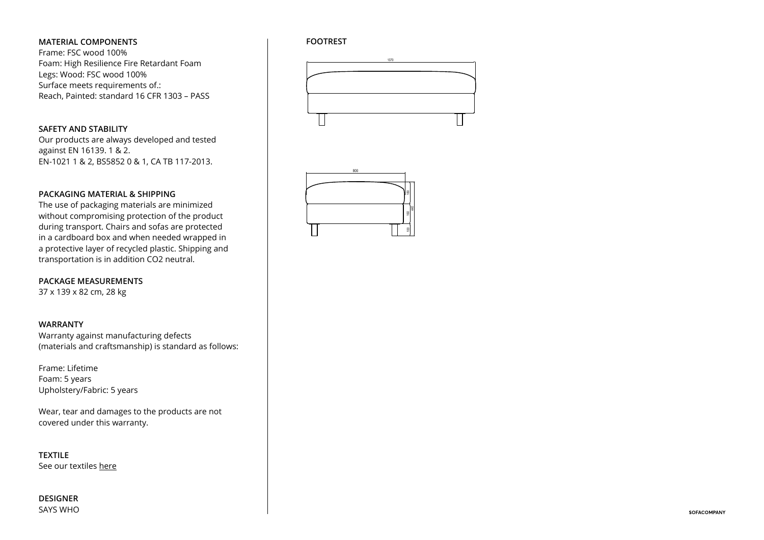**MATERIAL COMPONENTS**
Frame: FSC wood 100%
Foam: High Resilience Fire Retardant Foam
Legs: Wood: FSC wood 100%
Surface meets requirements of.:
Reach, Painted: standard 16 CFR 1303 – PASS

**SAFETY AND STABILITY**
Our products are always developed and tested against EN 16139. 1 & 2.
EN-1021 1 & 2, BS5852 0 & 1, CA TB 117-2013.

**PACKAGING MATERIAL & SHIPPING**
The use of packaging materials are minimized without compromising protection of the product during transport. Chairs and sofas are protected in a cardboard box and when needed wrapped in a protective layer of recycled plastic. Shipping and transportation is in addition CO2 neutral.

**PACKAGE MEASUREMENTS**
37 x 139 x 82 cm, 28 kg

**WARRANTY**
Warranty against manufacturing defects (materials and craftsmanship) is standard as follows:

Frame: Lifetime
Foam: 5 years
Upholstery/Fabric: 5 years

Wear, tear and damages to the products are not covered under this warranty.

**TEXTILE**
See our textiles here

**DESIGNER**
SAYS WHO

**FOOTREST**

1370

800

180

160

440

100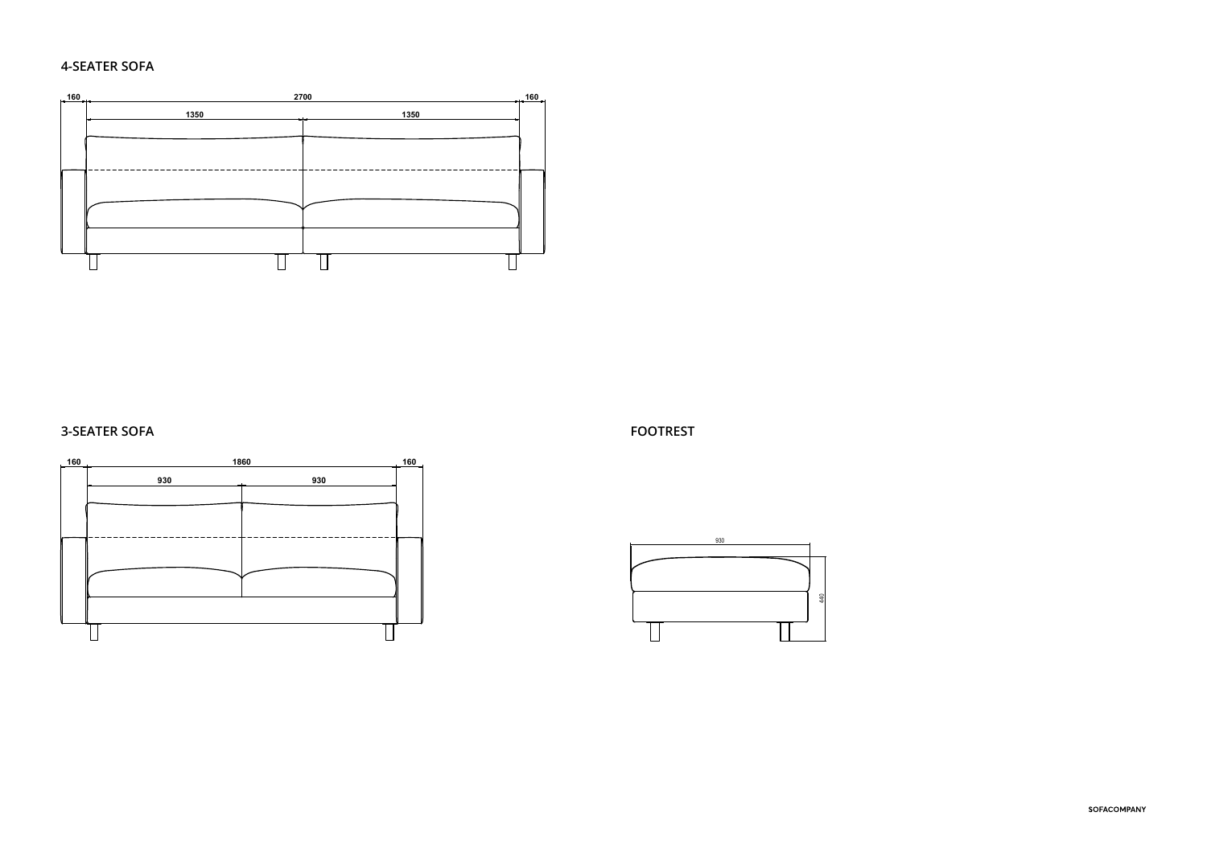## 4-SEATER SOFA

160
2700
160
1350
1350

## 3-SEATER SOFA

160
1860
160
930
930

## FOOTREST

930
440

SOFACOMPANY